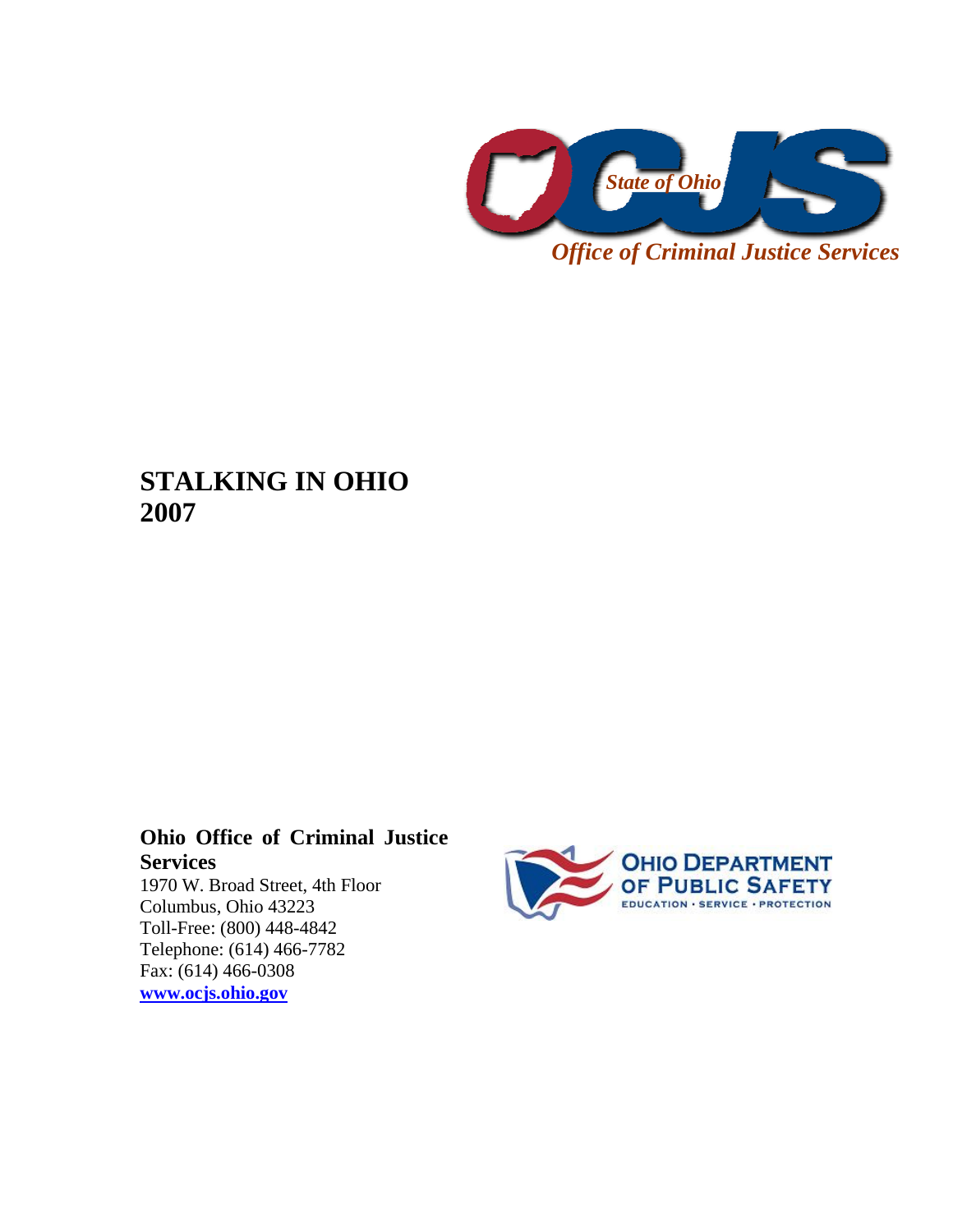State of Ohio

*Office of Criminal Justice Services*

# STALKING IN OHIO 2007

**Ohio Office of Criminal Justice Services**

1970 W. Broad Street, 4th Floor
Columbus, Ohio 43223
Toll-Free: (800) 448-4842
Telephone: (614) 466-7782
Fax: (614) 466-0308
**www.ocjs.ohio.gov**

OHIO DEPARTMENT OF PUBLIC SAFETY
EDUCATION · SERVICE · PROTECTION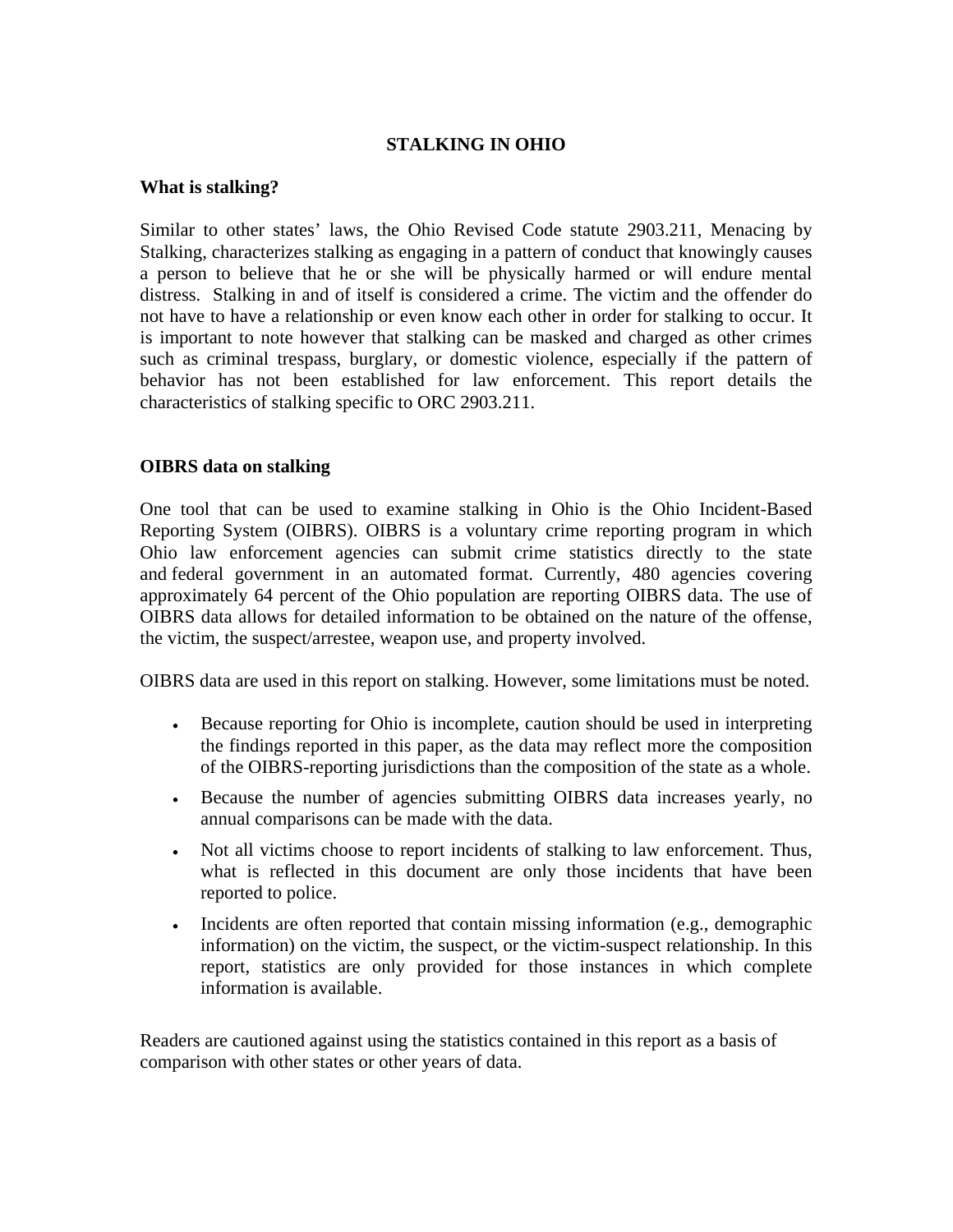# STALKING IN OHIO

## What is stalking?

Similar to other states' laws, the Ohio Revised Code statute 2903.211, Menacing by Stalking, characterizes stalking as engaging in a pattern of conduct that knowingly causes a person to believe that he or she will be physically harmed or will endure mental distress. Stalking in and of itself is considered a crime. The victim and the offender do not have to have a relationship or even know each other in order for stalking to occur. It is important to note however that stalking can be masked and charged as other crimes such as criminal trespass, burglary, or domestic violence, especially if the pattern of behavior has not been established for law enforcement. This report details the characteristics of stalking specific to ORC 2903.211.

## OIBRS data on stalking

One tool that can be used to examine stalking in Ohio is the Ohio Incident-Based Reporting System (OIBRS). OIBRS is a voluntary crime reporting program in which Ohio law enforcement agencies can submit crime statistics directly to the state and federal government in an automated format. Currently, 480 agencies covering approximately 64 percent of the Ohio population are reporting OIBRS data. The use of OIBRS data allows for detailed information to be obtained on the nature of the offense, the victim, the suspect/arrestee, weapon use, and property involved.

OIBRS data are used in this report on stalking. However, some limitations must be noted.

- Because reporting for Ohio is incomplete, caution should be used in interpreting the findings reported in this paper, as the data may reflect more the composition of the OIBRS-reporting jurisdictions than the composition of the state as a whole.
- Because the number of agencies submitting OIBRS data increases yearly, no annual comparisons can be made with the data.
- Not all victims choose to report incidents of stalking to law enforcement. Thus, what is reflected in this document are only those incidents that have been reported to police.
- Incidents are often reported that contain missing information (e.g., demographic information) on the victim, the suspect, or the victim-suspect relationship. In this report, statistics are only provided for those instances in which complete information is available.

Readers are cautioned against using the statistics contained in this report as a basis of comparison with other states or other years of data.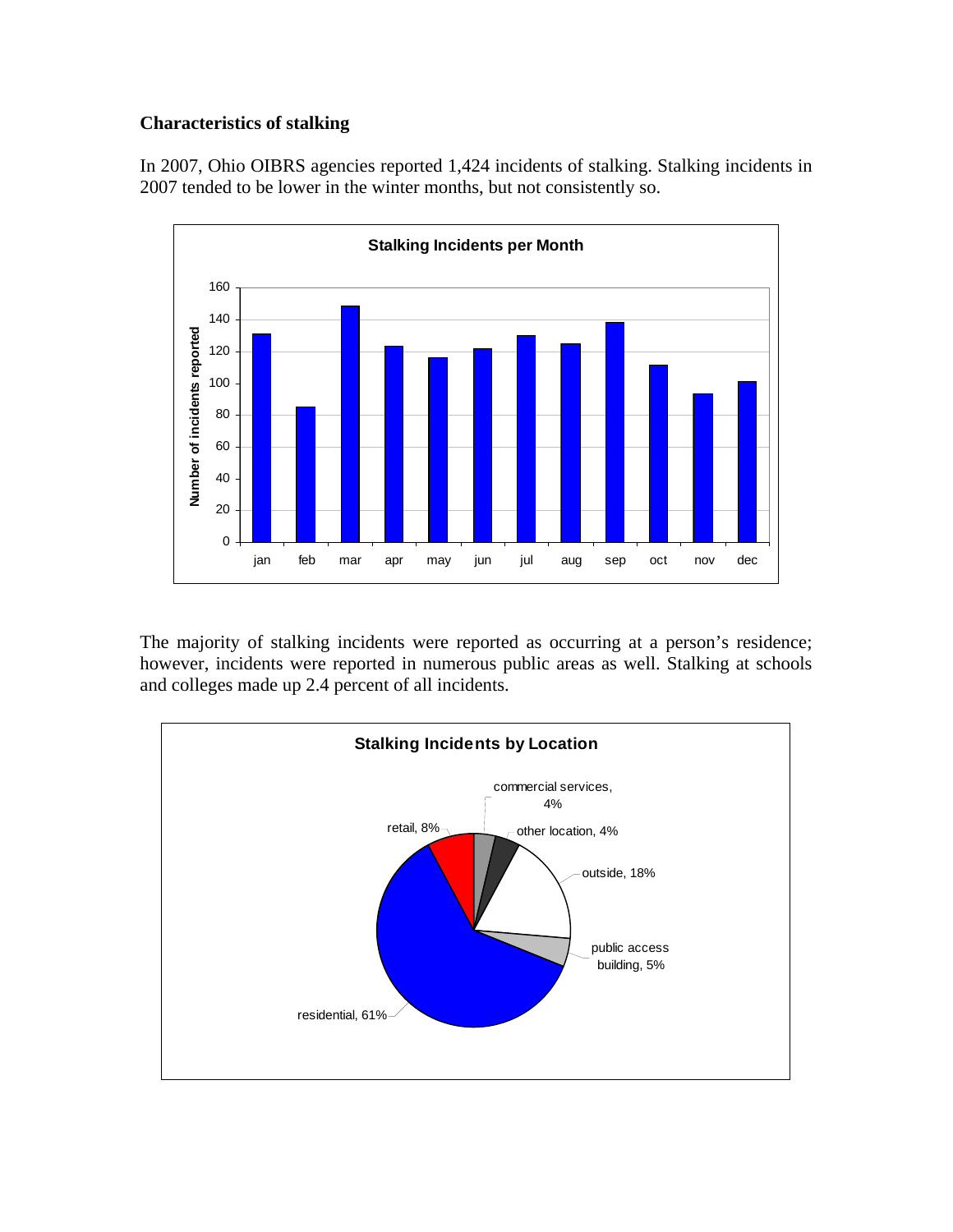**Characteristics of stalking**

In 2007, Ohio OIBRS agencies reported 1,424 incidents of stalking. Stalking incidents in 2007 tended to be lower in the winter months, but not consistently so.

The majority of stalking incidents were reported as occurring at a person's residence; however, incidents were reported in numerous public areas as well. Stalking at schools and colleges made up 2.4 percent of all incidents.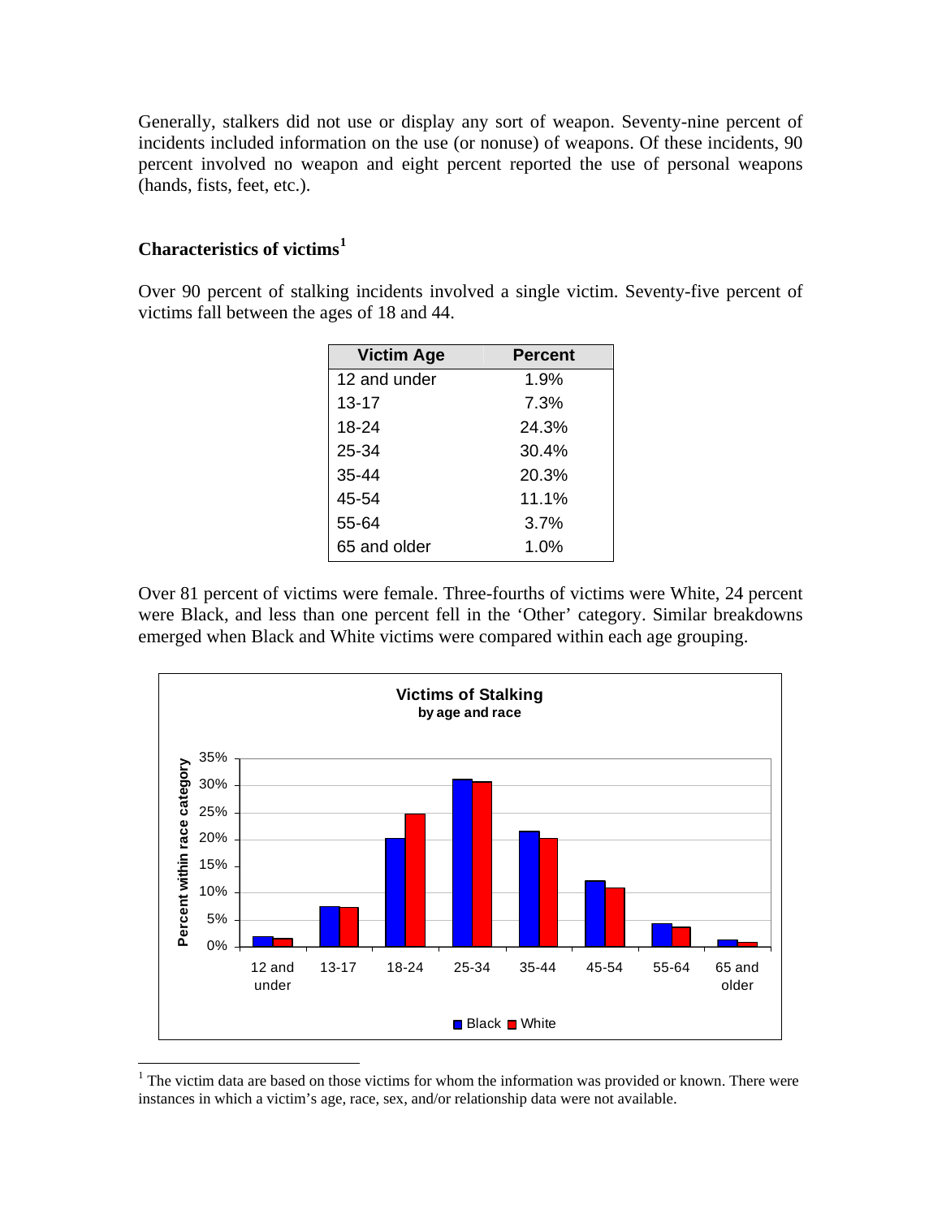Generally, stalkers did not use or display any sort of weapon. Seventy-nine percent of incidents included information on the use (or nonuse) of weapons. Of these incidents, 90 percent involved no weapon and eight percent reported the use of personal weapons (hands, fists, feet, etc.).

### Characteristics of victims[1]

Over 90 percent of stalking incidents involved a single victim. Seventy-five percent of victims fall between the ages of 18 and 44.

| Victim Age | Percent |
|---|---|
| 12 and under | 1.9% |
| 13-17 | 7.3% |
| 18-24 | 24.3% |
| 25-34 | 30.4% |
| 35-44 | 20.3% |
| 45-54 | 11.1% |
| 55-64 | 3.7% |
| 65 and older | 1.0% |

Over 81 percent of victims were female. Three-fourths of victims were White, 24 percent were Black, and less than one percent fell in the 'Other' category. Similar breakdowns emerged when Black and White victims were compared within each age grouping.

**Victims of Stalking**
**by age and race**

[1] The victim data are based on those victims for whom the information was provided or known. There were instances in which a victim's age, race, sex, and/or relationship data were not available.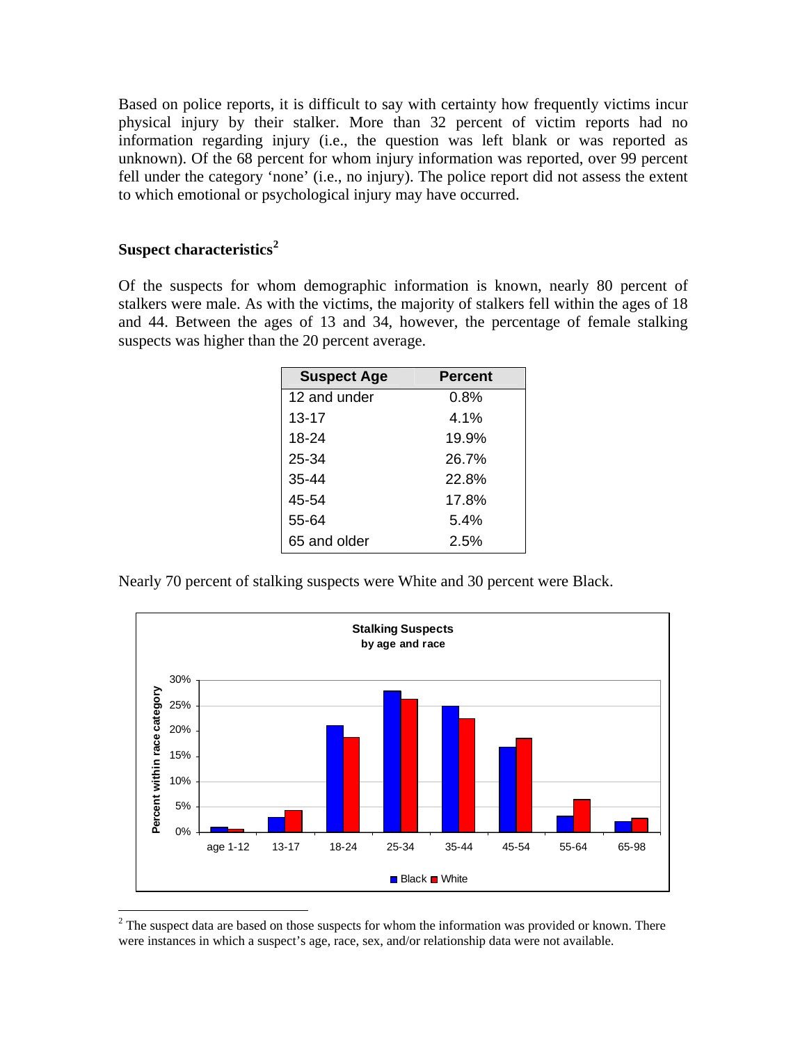Based on police reports, it is difficult to say with certainty how frequently victims incur physical injury by their stalker. More than 32 percent of victim reports had no information regarding injury (i.e., the question was left blank or was reported as unknown). Of the 68 percent for whom injury information was reported, over 99 percent fell under the category 'none' (i.e., no injury). The police report did not assess the extent to which emotional or psychological injury may have occurred.

## Suspect characteristics[2]

Of the suspects for whom demographic information is known, nearly 80 percent of stalkers were male. As with the victims, the majority of stalkers fell within the ages of 18 and 44. Between the ages of 13 and 34, however, the percentage of female stalking suspects was higher than the 20 percent average.

| Suspect Age | Percent |
|---|---|
| 12 and under | 0.8% |
| 13-17 | 4.1% |
| 18-24 | 19.9% |
| 25-34 | 26.7% |
| 35-44 | 22.8% |
| 45-54 | 17.8% |
| 55-64 | 5.4% |
| 65 and older | 2.5% |

Nearly 70 percent of stalking suspects were White and 30 percent were Black.

**Stalking Suspects by age and race**

---

[2] The suspect data are based on those suspects for whom the information was provided or known. There were instances in which a suspect's age, race, sex, and/or relationship data were not available.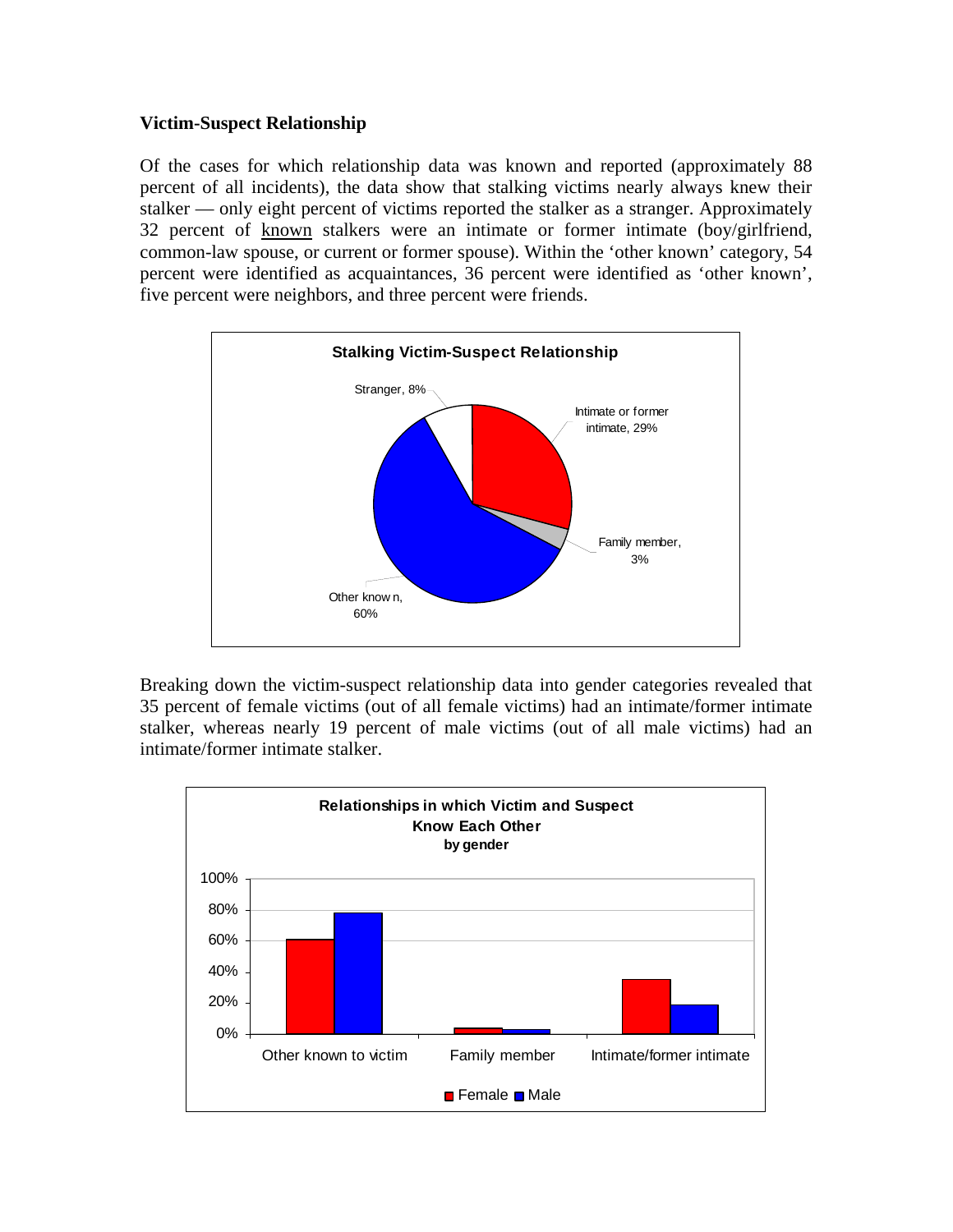**Victim-Suspect Relationship**

Of the cases for which relationship data was known and reported (approximately 88 percent of all incidents), the data show that stalking victims nearly always knew their stalker — only eight percent of victims reported the stalker as a stranger. Approximately 32 percent of known stalkers were an intimate or former intimate (boy/girlfriend, common-law spouse, or current or former spouse). Within the 'other known' category, 54 percent were identified as acquaintances, 36 percent were identified as 'other known', five percent were neighbors, and three percent were friends.

**Stalking Victim-Suspect Relationship**

Stranger, 8%

Intimate or former intimate, 29%

Family member, 3%

Other known, 60%

Breaking down the victim-suspect relationship data into gender categories revealed that 35 percent of female victims (out of all female victims) had an intimate/former intimate stalker, whereas nearly 19 percent of male victims (out of all male victims) had an intimate/former intimate stalker.

**Relationships in which Victim and Suspect Know Each Other**
**by gender**

100%
80%
60%
40%
20%
0%

Other known to victim
Family member
Intimate/former intimate

Female
Male